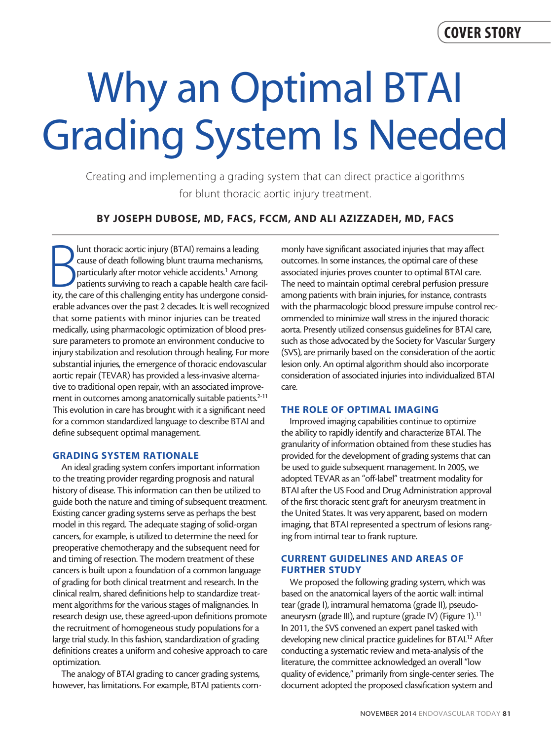# Why an Optimal BTAI Grading System Is Needed

Creating and implementing a grading system that can direct practice algorithms for blunt thoracic aortic injury treatment.

**BY JOSEPH DUBOSE, MD, FACS, FCCM, AND ALI AZIZZADEH, MD, FACS**

Blunt thoracic aortic injury (BTAI) remains a leading cause of death following blunt trauma mechanisms, particularly after motor vehicle accidents.[1] Among patients surviving to reach a capable health care facility, the care of this challenging entity has undergone considerable advances over the past 2 decades. It is well recognized that some patients with minor injuries can be treated medically, using pharmacologic optimization of blood pressure parameters to promote an environment conducive to injury stabilization and resolution through healing. For more substantial injuries, the emergence of thoracic endovascular aortic repair (TEVAR) has provided a less-invasive alternative to traditional open repair, with an associated improvement in outcomes among anatomically suitable patients.[2-11] This evolution in care has brought with it a significant need for a common standardized language to describe BTAI and define subsequent optimal management.

## GRADING SYSTEM RATIONALE

An ideal grading system confers important information to the treating provider regarding prognosis and natural history of disease. This information can then be utilized to guide both the nature and timing of subsequent treatment. Existing cancer grading systems serve as perhaps the best model in this regard. The adequate staging of solid-organ cancers, for example, is utilized to determine the need for preoperative chemotherapy and the subsequent need for and timing of resection. The modern treatment of these cancers is built upon a foundation of a common language of grading for both clinical treatment and research. In the clinical realm, shared definitions help to standardize treatment algorithms for the various stages of malignancies. In research design use, these agreed-upon definitions promote the recruitment of homogeneous study populations for a large trial study. In this fashion, standardization of grading definitions creates a uniform and cohesive approach to care optimization.

The analogy of BTAI grading to cancer grading systems, however, has limitations. For example, BTAI patients commonly have significant associated injuries that may affect outcomes. In some instances, the optimal care of these associated injuries proves counter to optimal BTAI care. The need to maintain optimal cerebral perfusion pressure among patients with brain injuries, for instance, contrasts with the pharmacologic blood pressure impulse control recommended to minimize wall stress in the injured thoracic aorta. Presently utilized consensus guidelines for BTAI care, such as those advocated by the Society for Vascular Surgery (SVS), are primarily based on the consideration of the aortic lesion only. An optimal algorithm should also incorporate consideration of associated injuries into individualized BTAI care.

## THE ROLE OF OPTIMAL IMAGING

Improved imaging capabilities continue to optimize the ability to rapidly identify and characterize BTAI. The granularity of information obtained from these studies has provided for the development of grading systems that can be used to guide subsequent management. In 2005, we adopted TEVAR as an "off-label" treatment modality for BTAI after the US Food and Drug Administration approval of the first thoracic stent graft for aneurysm treatment in the United States. It was very apparent, based on modern imaging, that BTAI represented a spectrum of lesions ranging from intimal tear to frank rupture.

## CURRENT GUIDELINES AND AREAS OF FURTHER STUDY

We proposed the following grading system, which was based on the anatomical layers of the aortic wall: intimal tear (grade I), intramural hematoma (grade II), pseudoaneurysm (grade III), and rupture (grade IV) (Figure 1).[11] In 2011, the SVS convened an expert panel tasked with developing new clinical practice guidelines for BTAI.[12] After conducting a systematic review and meta-analysis of the literature, the committee acknowledged an overall "low quality of evidence," primarily from single-center series. The document adopted the proposed classification system and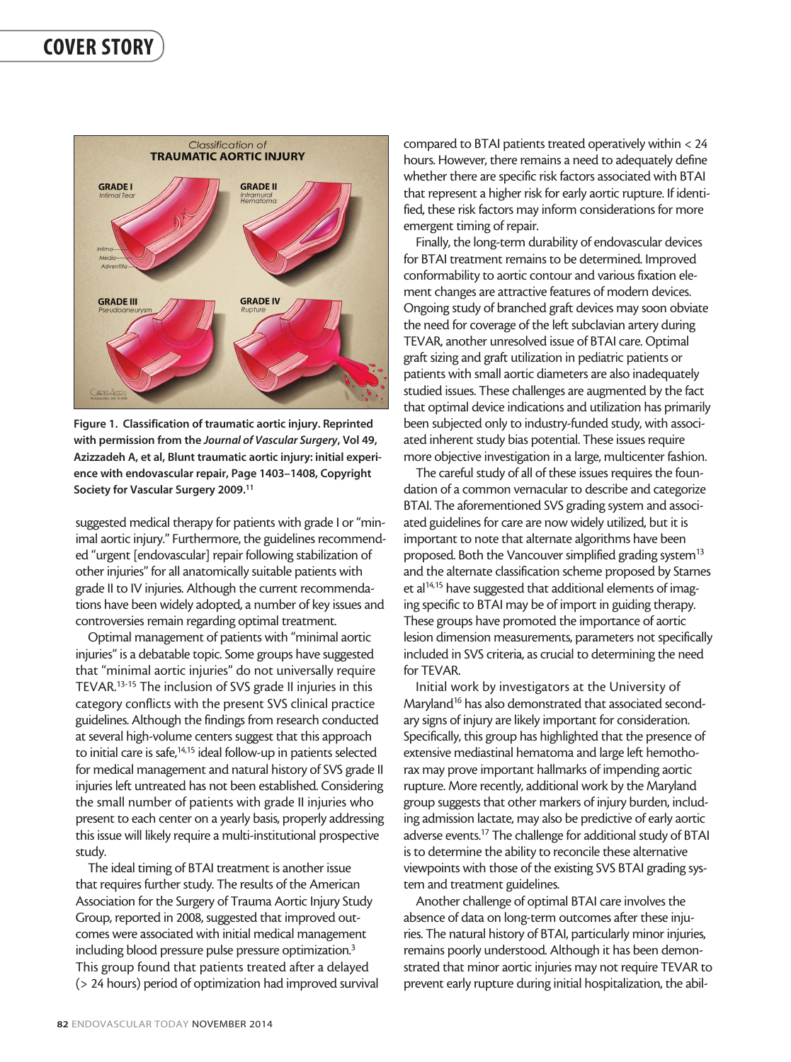Figure 1. Classification of traumatic aortic injury. Reprinted with permission from the *Journal of Vascular Surgery*, Vol 49, Azizzadeh A, et al, Blunt traumatic aortic injury: initial experience with endovascular repair, Page 1403–1408, Copyright Society for Vascular Surgery 2009.[11]

suggested medical therapy for patients with grade I or "minimal aortic injury." Furthermore, the guidelines recommended "urgent [endovascular] repair following stabilization of other injuries" for all anatomically suitable patients with grade II to IV injuries. Although the current recommendations have been widely adopted, a number of key issues and controversies remain regarding optimal treatment.

Optimal management of patients with "minimal aortic injuries" is a debatable topic. Some groups have suggested that "minimal aortic injuries" do not universally require TEVAR.[13-15] The inclusion of SVS grade II injuries in this category conflicts with the present SVS clinical practice guidelines. Although the findings from research conducted at several high-volume centers suggest that this approach to initial care is safe,[14,15] ideal follow-up in patients selected for medical management and natural history of SVS grade II injuries left untreated has not been established. Considering the small number of patients with grade II injuries who present to each center on a yearly basis, properly addressing this issue will likely require a multi-institutional prospective study.

The ideal timing of BTAI treatment is another issue that requires further study. The results of the American Association for the Surgery of Trauma Aortic Injury Study Group, reported in 2008, suggested that improved outcomes were associated with initial medical management including blood pressure pulse pressure optimization.[3] This group found that patients treated after a delayed (> 24 hours) period of optimization had improved survival compared to BTAI patients treated operatively within < 24 hours. However, there remains a need to adequately define whether there are specific risk factors associated with BTAI that represent a higher risk for early aortic rupture. If identified, these risk factors may inform considerations for more emergent timing of repair.

Finally, the long-term durability of endovascular devices for BTAI treatment remains to be determined. Improved conformability to aortic contour and various fixation element changes are attractive features of modern devices. Ongoing study of branched graft devices may soon obviate the need for coverage of the left subclavian artery during TEVAR, another unresolved issue of BTAI care. Optimal graft sizing and graft utilization in pediatric patients or patients with small aortic diameters are also inadequately studied issues. These challenges are augmented by the fact that optimal device indications and utilization has primarily been subjected only to industry-funded study, with associated inherent study bias potential. These issues require more objective investigation in a large, multicenter fashion.

The careful study of all of these issues requires the foundation of a common vernacular to describe and categorize BTAI. The aforementioned SVS grading system and associated guidelines for care are now widely utilized, but it is important to note that alternate algorithms have been proposed. Both the Vancouver simplified grading system[13] and the alternate classification scheme proposed by Starnes et al[14,15] have suggested that additional elements of imaging specific to BTAI may be of import in guiding therapy. These groups have promoted the importance of aortic lesion dimension measurements, parameters not specifically included in SVS criteria, as crucial to determining the need for TEVAR.

Initial work by investigators at the University of Maryland[16] has also demonstrated that associated secondary signs of injury are likely important for consideration. Specifically, this group has highlighted that the presence of extensive mediastinal hematoma and large left hemothorax may prove important hallmarks of impending aortic rupture. More recently, additional work by the Maryland group suggests that other markers of injury burden, including admission lactate, may also be predictive of early aortic adverse events.[17] The challenge for additional study of BTAI is to determine the ability to reconcile these alternative viewpoints with those of the existing SVS BTAI grading system and treatment guidelines.

Another challenge of optimal BTAI care involves the absence of data on long-term outcomes after these injuries. The natural history of BTAI, particularly minor injuries, remains poorly understood. Although it has been demonstrated that minor aortic injuries may not require TEVAR to prevent early rupture during initial hospitalization, the abil-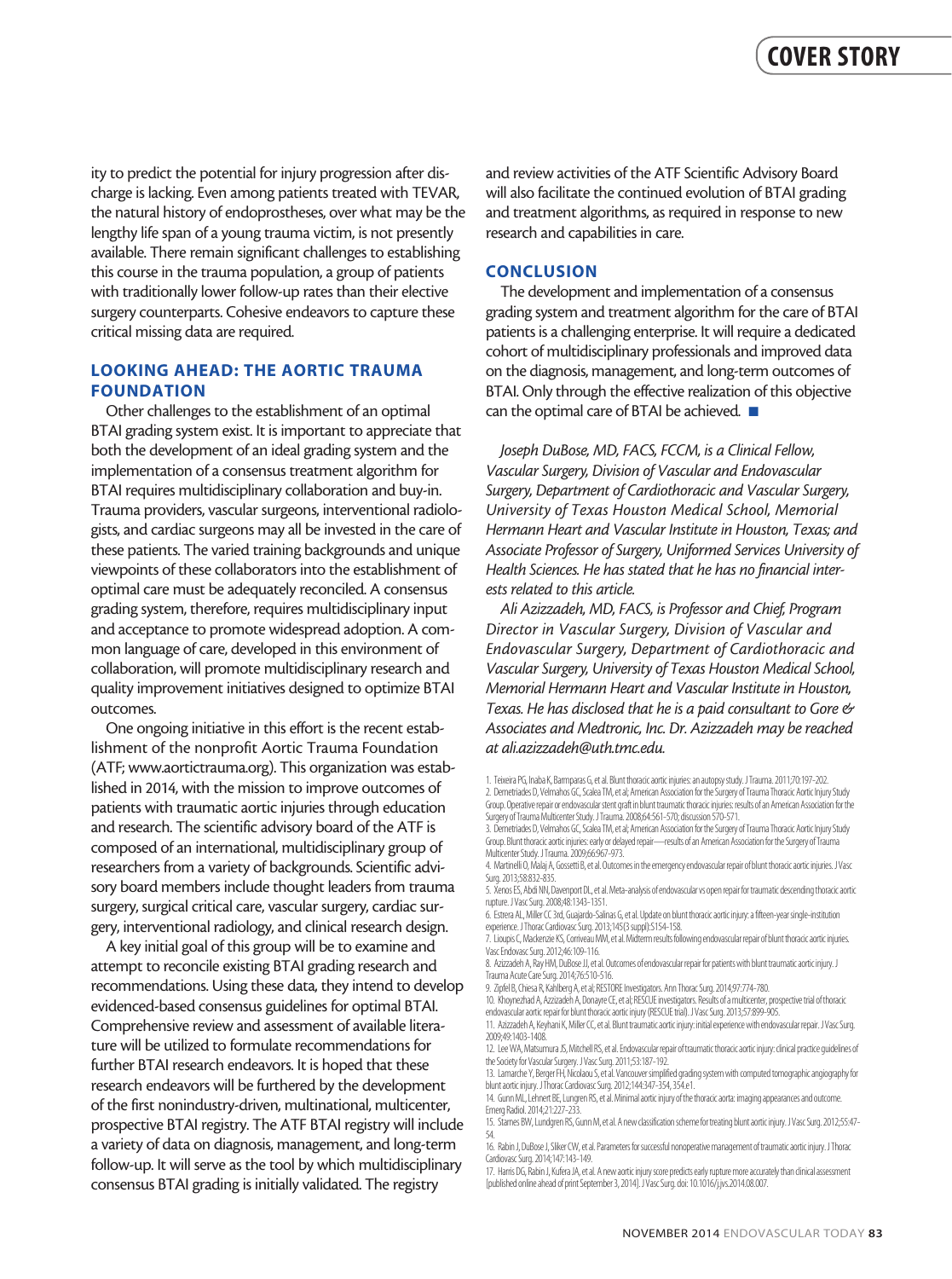ity to predict the potential for injury progression after discharge is lacking. Even among patients treated with TEVAR, the natural history of endoprostheses, over what may be the lengthy life span of a young trauma victim, is not presently available. There remain significant challenges to establishing this course in the trauma population, a group of patients with traditionally lower follow-up rates than their elective surgery counterparts. Cohesive endeavors to capture these critical missing data are required.

## LOOKING AHEAD: THE AORTIC TRAUMA FOUNDATION

Other challenges to the establishment of an optimal BTAI grading system exist. It is important to appreciate that both the development of an ideal grading system and the implementation of a consensus treatment algorithm for BTAI requires multidisciplinary collaboration and buy-in. Trauma providers, vascular surgeons, interventional radiologists, and cardiac surgeons may all be invested in the care of these patients. The varied training backgrounds and unique viewpoints of these collaborators into the establishment of optimal care must be adequately reconciled. A consensus grading system, therefore, requires multidisciplinary input and acceptance to promote widespread adoption. A common language of care, developed in this environment of collaboration, will promote multidisciplinary research and quality improvement initiatives designed to optimize BTAI outcomes.

One ongoing initiative in this effort is the recent establishment of the nonprofit Aortic Trauma Foundation (ATF; www.aortictrauma.org). This organization was established in 2014, with the mission to improve outcomes of patients with traumatic aortic injuries through education and research. The scientific advisory board of the ATF is composed of an international, multidisciplinary group of researchers from a variety of backgrounds. Scientific advisory board members include thought leaders from trauma surgery, surgical critical care, vascular surgery, cardiac surgery, interventional radiology, and clinical research design.

A key initial goal of this group will be to examine and attempt to reconcile existing BTAI grading research and recommendations. Using these data, they intend to develop evidenced-based consensus guidelines for optimal BTAI. Comprehensive review and assessment of available literature will be utilized to formulate recommendations for further BTAI research endeavors. It is hoped that these research endeavors will be furthered by the development of the first nonindustry-driven, multinational, multicenter, prospective BTAI registry. The ATF BTAI registry will include a variety of data on diagnosis, management, and long-term follow-up. It will serve as the tool by which multidisciplinary consensus BTAI grading is initially validated. The registry and review activities of the ATF Scientific Advisory Board will also facilitate the continued evolution of BTAI grading and treatment algorithms, as required in response to new research and capabilities in care.

## CONCLUSION

The development and implementation of a consensus grading system and treatment algorithm for the care of BTAI patients is a challenging enterprise. It will require a dedicated cohort of multidisciplinary professionals and improved data on the diagnosis, management, and long-term outcomes of BTAI. Only through the effective realization of this objective can the optimal care of BTAI be achieved. ■

*Joseph DuBose, MD, FACS, FCCM, is a Clinical Fellow, Vascular Surgery, Division of Vascular and Endovascular Surgery, Department of Cardiothoracic and Vascular Surgery, University of Texas Houston Medical School, Memorial Hermann Heart and Vascular Institute in Houston, Texas; and Associate Professor of Surgery, Uniformed Services University of Health Sciences. He has stated that he has no financial interests related to this article.*

*Ali Azizzadeh, MD, FACS, is Professor and Chief, Program Director in Vascular Surgery, Division of Vascular and Endovascular Surgery, Department of Cardiothoracic and Vascular Surgery, University of Texas Houston Medical School, Memorial Hermann Heart and Vascular Institute in Houston, Texas. He has disclosed that he is a paid consultant to Gore & Associates and Medtronic, Inc. Dr. Azizzadeh may be reached at ali.azizzadeh@uth.tmc.edu.*

1. Teixeira PG, Inaba K, Barmparas G, et al. Blunt thoracic aortic injuries: an autopsy study. J Trauma. 2011;70:197–202.
2. Demetriades D, Velmahos GC, Scalea TM, et al; American Association for the Surgery of Trauma Thoracic Aortic Injury Study Group. Operative repair or endovascular stent graft in blunt traumatic thoracic injuries: results of an American Association for the Surgery of Trauma Multicenter Study. J Trauma. 2008;64:561–570; discussion 570-571.
3. Demetriades D, Velmahos GC, Scalea TM, et al; American Association for the Surgery of Trauma Thoracic Aortic Injury Study Group. Blunt thoracic aortic injuries: early or delayed repair—results of an American Association for the Surgery of Trauma Multicenter Study. J Trauma. 2009;66:967–973.
4. Martinelli O, Malaj A, Gossetti B, et al. Outcomes in the emergency endovascular repair of blunt thoracic aortic injuries. J Vasc Surg. 2013;58:832–835.
5. Xenos ES, Abdi NN, Davenport DL, et al. Meta-analysis of endovascular vs open repair for traumatic descending thoracic aortic rupture. J Vasc Surg. 2008;48:1343–1351.
6. Estrera AL, Miller CC 3rd, Guajardo-Salinas G, et al. Update on blunt thoracic aortic injury: a fifteen-year single-institution experience. J Thorac Cardiovasc Surg. 2013;145(3 suppl):S154–158.
7. Lioupis C, Mackenzie KS, Corriveau MM, et al. Midterm results following endovascular repair of blunt thoracic aortic injuries. Vasc Endovasc Surg. 2012;46:109–116.
8. Azizzadeh A, Ray HM, DuBose JJ, et al. Outcomes of endovascular repair for patients with blunt traumatic aortic injury. J Trauma Acute Care Surg. 2014;76:510–516.
9. Zipfel B, Chiesa R, Kahlberg A, et al; RESTORE Investigators. Ann Thorac Surg. 2014;97:774–780.
10. Khoynezhad A, Azizzadeh A, Donayre CE, et al; RESCUE investigators. Results of a multicenter, prospective trial of thoracic endovascular aortic repair for blunt thoracic aortic injury (RESCUE trial). J Vasc Surg. 2013;57:899–905.
11. Azizzadeh A, Keyhani K, Miller CC, et al. Blunt traumatic aortic injury: initial experience with endovascular repair. J Vasc Surg. 2009;49:1403–1408.
12. Lee WA, Matsumura JS, Mitchell RS, et al. Endovascular repair of traumatic thoracic aortic injury: clinical practice guidelines of the Society for Vascular Surgery. J Vasc Surg. 2011;53:187–192.
13. Lamarche Y, Berger FH, Nicolaou S, et al. Vancouver simplified grading system with computed tomographic angiography for blunt aortic injury. J Thorac Cardiovasc Surg. 2012;144:347–354, 354.e1.
14. Gunn ML, Lehnert BE, Lungren RS, et al. Minimal aortic injury of the thoracic aorta: imaging appearances and outcome. Emerg Radiol. 2014;21:227–233.
15. Starnes BW, Lundgren RS, Gunn M, et al. A new classification scheme for treating blunt aortic injury. J Vasc Surg. 2012;55:47–54.
16. Rabin J, DuBose J, Sliker CW, et al. Parameters for successful nonoperative management of traumatic aortic injury. J Thorac Cardiovasc Surg. 2014;147:143–149.
17. Harris DG, Rabin J, Kufera JA, et al. A new aortic injury score predicts early rupture more accurately than clinical assessment [published online ahead of print September 3, 2014]. J Vasc Surg. doi: 10.1016/j.jvs.2014.08.007.